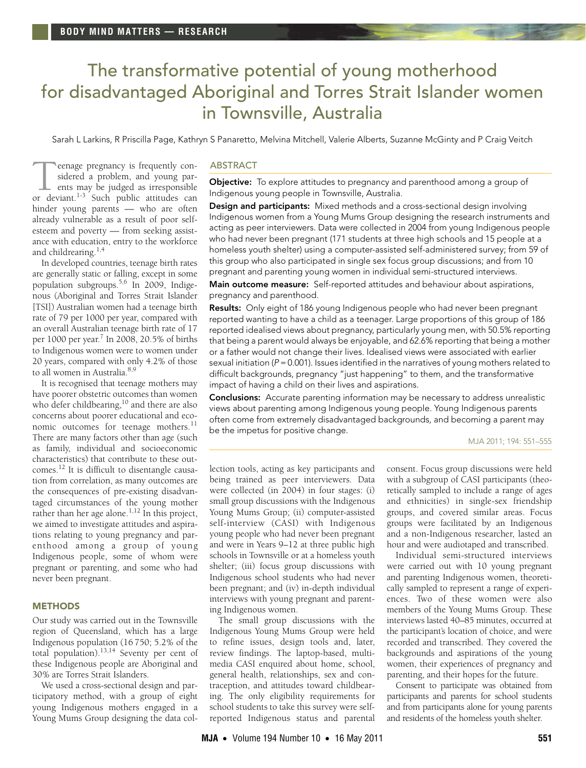# The transformative potential of young motherhood for disadvantaged Aboriginal and Torres Strait Islander women in Townsville, Australia

Sarah L Larkins, R Priscilla Page, Kathryn S Panaretto, Melvina Mitchell, Valerie Alberts, Suzanne McGinty and P Craig Veitch

## ABSTRACT

**Objective:** To explore attitudes to pregnancy and parenthood among a group of Indigenous young people in Townsville, Australia.

**Design and participants:** Mixed methods and a cross-sectional design involving Indigenous women from a Young Mums Group designing the research instruments and acting as peer interviewers. Data were collected in 2004 from young Indigenous people who had never been pregnant (171 students at three high schools and 15 people at a homeless youth shelter) using a computer-assisted self-administered survey; from 59 of this group who also participated in single sex focus group discussions; and from 10 pregnant and parenting young women in individual semi-structured interviews.

**Main outcome measure:** Self-reported attitudes and behaviour about aspirations, pregnancy and parenthood.

**Results:** Only eight of 186 young Indigenous people who had never been pregnant reported wanting to have a child as a teenager. Large proportions of this group of 186 reported idealised views about pregnancy, particularly young men, with 50.5% reporting that being a parent would always be enjoyable, and 62.6% reporting that being a mother or a father would not change their lives. Idealised views were associated with earlier sexual initiation ($P = 0.001$). Issues identified in the narratives of young mothers related to difficult backgrounds, pregnancy "just happening" to them, and the transformative impact of having a child on their lives and aspirations.

**Conclusions:** Accurate parenting information may be necessary to address unrealistic views about parenting among Indigenous young people. Young Indigenous parents often come from extremely disadvantaged backgrounds, and becoming a parent may be the impetus for positive change.

MJA 2011; 194: 551–555

Teenage pregnancy is frequently considered a problem, and young parents may be judged as irresponsible or deviant.[1-3] Such public attitudes can hinder young parents — who are often already vulnerable as a result of poor self-esteem and poverty — from seeking assistance with education, entry to the workforce and childrearing.[1,4]

In developed countries, teenage birth rates are generally static or falling, except in some population subgroups.[5,6] In 2009, Indigenous (Aboriginal and Torres Strait Islander [TSI]) Australian women had a teenage birth rate of 79 per 1000 per year, compared with an overall Australian teenage birth rate of 17 per 1000 per year.[7] In 2008, 20.5% of births to Indigenous women were to women under 20 years, compared with only 4.2% of those to all women in Australia.[8,9]

It is recognised that teenage mothers may have poorer obstetric outcomes than women who defer childbearing,[10] and there are also concerns about poorer educational and economic outcomes for teenage mothers.[11] There are many factors other than age (such as family, individual and socioeconomic characteristics) that contribute to these outcomes.[12] It is difficult to disentangle causation from correlation, as many outcomes are the consequences of pre-existing disadvantaged circumstances of the young mother rather than her age alone.[1,12] In this project, we aimed to investigate attitudes and aspirations relating to young pregnancy and parenthood among a group of young Indigenous people, some of whom were pregnant or parenting, and some who had never been pregnant.

## METHODS

Our study was carried out in the Townsville region of Queensland, which has a large Indigenous population (16 750; 5.2% of the total population).[13,14] Seventy per cent of these Indigenous people are Aboriginal and 30% are Torres Strait Islanders.

We used a cross-sectional design and participatory method, with a group of eight young Indigenous mothers engaged in a Young Mums Group designing the data collection tools, acting as key participants and being trained as peer interviewers. Data were collected (in 2004) in four stages: (i) small group discussions with the Indigenous Young Mums Group; (ii) computer-assisted self-interview (CASI) with Indigenous young people who had never been pregnant and were in Years 9–12 at three public high schools in Townsville or at a homeless youth shelter; (iii) focus group discussions with Indigenous school students who had never been pregnant; and (iv) in-depth individual interviews with young pregnant and parenting Indigenous women.

The small group discussions with the Indigenous Young Mums Group were held to refine issues, design tools and, later, review findings. The laptop-based, multimedia CASI enquired about home, school, general health, relationships, sex and contraception, and attitudes toward childbearing. The only eligibility requirements for school students to take this survey were self-reported Indigenous status and parental consent. Focus group discussions were held with a subgroup of CASI participants (theoretically sampled to include a range of ages and ethnicities) in single-sex friendship groups, and covered similar areas. Focus groups were facilitated by an Indigenous and a non-Indigenous researcher, lasted an hour and were audiotaped and transcribed.

Individual semi-structured interviews were carried out with 10 young pregnant and parenting Indigenous women, theoretically sampled to represent a range of experiences. Two of these women were also members of the Young Mums Group. These interviews lasted 40–85 minutes, occurred at the participant's location of choice, and were recorded and transcribed. They covered the backgrounds and aspirations of the young women, their experiences of pregnancy and parenting, and their hopes for the future.

Consent to participate was obtained from participants and parents for school students and from participants alone for young parents and residents of the homeless youth shelter.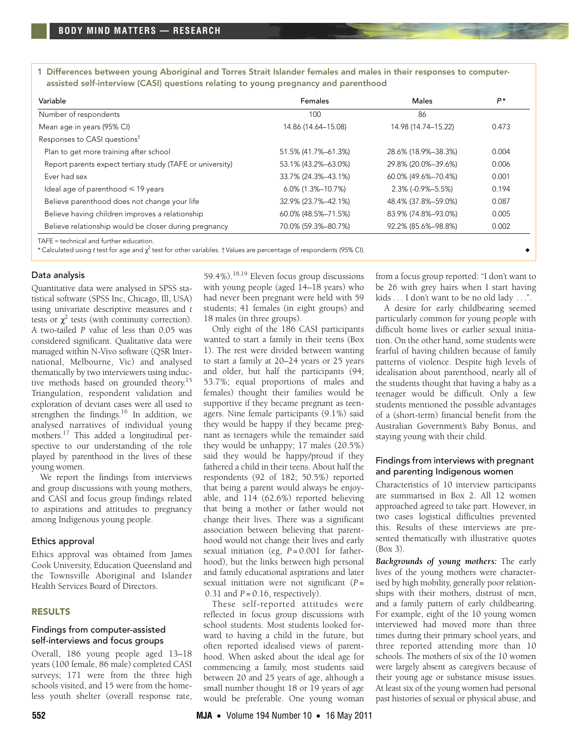1 Differences between young Aboriginal and Torres Strait Islander females and males in their responses to computer-assisted self-interview (CASI) questions relating to young pregnancy and parenthood

| Variable | Females | Males | P* |
|---|---|---|---|
| Number of respondents | 100 | 86 | |
| Mean age in years (95% CI) | 14.86 (14.64–15.08) | 14.98 (14.74–15.22) | 0.473 |
| Responses to CASI questions† | | | |
| Plan to get more training after school | 51.5% (41.7%–61.3%) | 28.6% (18.9%–38.3%) | 0.004 |
| Report parents expect tertiary study (TAFE or university) | 53.1% (43.2%–63.0%) | 29.8% (20.0%–39.6%) | 0.006 |
| Ever had sex | 33.7% (24.3%–43.1%) | 60.0% (49.6%–70.4%) | 0.001 |
| Ideal age of parenthood ≤ 19 years | 6.0% (1.3%–10.7%) | 2.3% (-0.9%–5.5%) | 0.194 |
| Believe parenthood does not change your life | 32.9% (23.7%–42.1%) | 48.4% (37.8%–59.0%) | 0.087 |
| Believe having children improves a relationship | 60.0% (48.5%–71.5%) | 83.9% (74.8%–93.0%) | 0.005 |
| Believe relationship would be closer during pregnancy | 70.0% (59.3%–80.7%) | 92.2% (85.6%–98.8%) | 0.002 |

TAFE = technical and further education.
* Calculated using t test for age and $\chi^2$ test for other variables. † Values are percentage of respondents (95% CI).

### Data analysis

Quantitative data were analysed in SPSS statistical software (SPSS Inc, Chicago, Ill, USA) using univariate descriptive measures and t tests or $\chi^2$ tests (with continuity correction). A two-tailed P value of less than 0.05 was considered significant. Qualitative data were managed within N-Vivo software (QSR International, Melbourne, Vic) and analysed thematically by two interviewers using inductive methods based on grounded theory.[15] Triangulation, respondent validation and exploration of deviant cases were all used to strengthen the findings.[16] In addition, we analysed narratives of individual young mothers.[17] This added a longitudinal perspective to our understanding of the role played by parenthood in the lives of these young women.

We report the findings from interviews and group discussions with young mothers, and CASI and focus group findings related to aspirations and attitudes to pregnancy among Indigenous young people.

### Ethics approval

Ethics approval was obtained from James Cook University, Education Queensland and the Townsville Aboriginal and Islander Health Services Board of Directors.

## RESULTS

### Findings from computer-assisted self-interviews and focus groups

Overall, 186 young people aged 13–18 years (100 female, 86 male) completed CASI surveys; 171 were from the three high schools visited, and 15 were from the homeless youth shelter (overall response rate, 59.4%).[18,19] Eleven focus group discussions with young people (aged 14–18 years) who had never been pregnant were held with 59 students; 41 females (in eight groups) and 18 males (in three groups).

Only eight of the 186 CASI participants wanted to start a family in their teens (Box 1). The rest were divided between wanting to start a family at 20–24 years or 25 years and older, but half the participants (94; 53.7%; equal proportions of males and females) thought their families would be supportive if they became pregnant as teenagers. Nine female participants (9.1%) said they would be happy if they became pregnant as teenagers while the remainder said they would be unhappy; 17 males (20.5%) said they would be happy/proud if they fathered a child in their teens. About half the respondents (92 of 182; 50.5%) reported that being a parent would always be enjoyable, and 114 (62.6%) reported believing that being a mother or father would not change their lives. There was a significant association between believing that parenthood would not change their lives and early sexual initiation (eg, $P = 0.001$ for fatherhood), but the links between high personal and family educational aspirations and later sexual initiation were not significant ($P = 0.31$ and $P = 0.16$, respectively).

These self-reported attitudes were reflected in focus group discussions with school students. Most students looked forward to having a child in the future, but often reported idealised views of parenthood. When asked about the ideal age for commencing a family, most students said between 20 and 25 years of age, although a small number thought 18 or 19 years of age would be preferable. One young woman from a focus group reported: "I don't want to be 26 with grey hairs when I start having kids . . . I don't want to be no old lady . . .".

A desire for early childbearing seemed particularly common for young people with difficult home lives or earlier sexual initiation. On the other hand, some students were fearful of having children because of family patterns of violence. Despite high levels of idealisation about parenthood, nearly all of the students thought that having a baby as a teenager would be difficult. Only a few students mentioned the possible advantages of a (short-term) financial benefit from the Australian Government's Baby Bonus, and staying young with their child.

### Findings from interviews with pregnant and parenting Indigenous women

Characteristics of 10 interview participants are summarised in Box 2. All 12 women approached agreed to take part. However, in two cases logistical difficulties prevented this. Results of these interviews are presented thematically with illustrative quotes (Box 3).

***Backgrounds of young mothers:*** The early lives of the young mothers were characterised by high mobility, generally poor relationships with their mothers, distrust of men, and a family pattern of early childbearing. For example, eight of the 10 young women interviewed had moved more than three times during their primary school years, and three reported attending more than 10 schools. The mothers of six of the 10 women were largely absent as caregivers because of their young age or substance misuse issues. At least six of the young women had personal past histories of sexual or physical abuse, and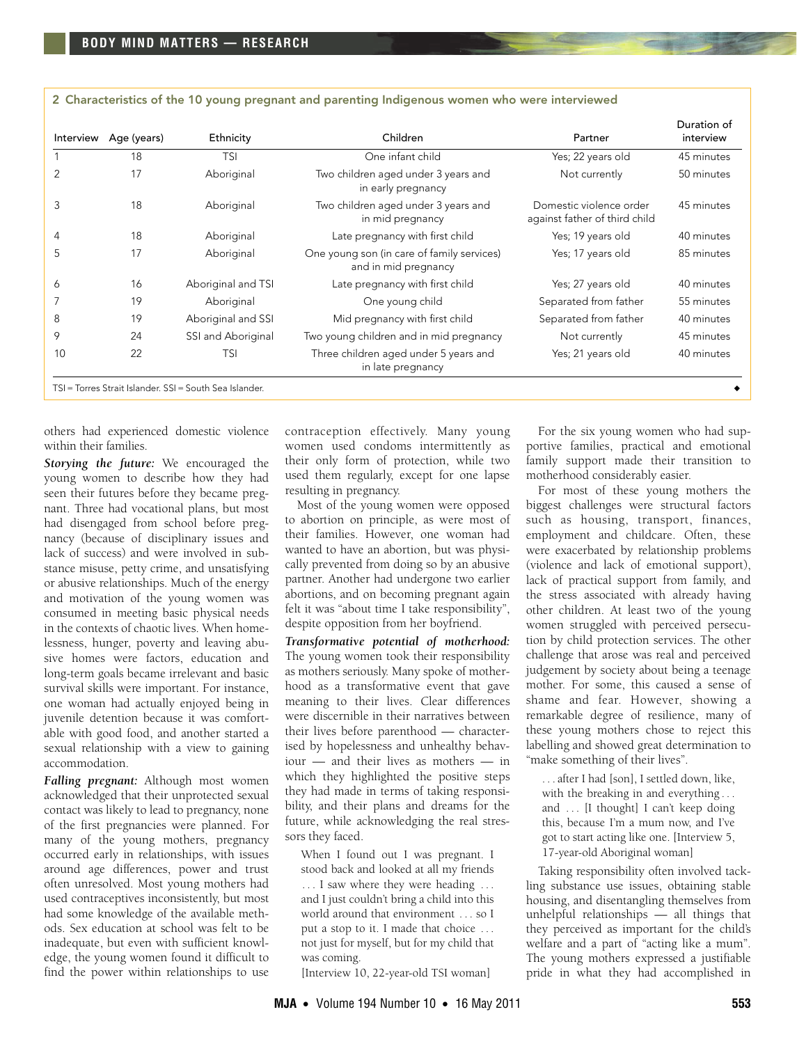**2 Characteristics of the 10 young pregnant and parenting Indigenous women who were interviewed**

| Interview | Age (years) | Ethnicity | Children | Partner | Duration of interview |
|---|---|---|---|---|---|
| 1 | 18 | TSI | One infant child | Yes; 22 years old | 45 minutes |
| 2 | 17 | Aboriginal | Two children aged under 3 years and in early pregnancy | Not currently | 50 minutes |
| 3 | 18 | Aboriginal | Two children aged under 3 years and in mid pregnancy | Domestic violence order against father of third child | 45 minutes |
| 4 | 18 | Aboriginal | Late pregnancy with first child | Yes; 19 years old | 40 minutes |
| 5 | 17 | Aboriginal | One young son (in care of family services) and in mid pregnancy | Yes; 17 years old | 85 minutes |
| 6 | 16 | Aboriginal and TSI | Late pregnancy with first child | Yes; 27 years old | 40 minutes |
| 7 | 19 | Aboriginal | One young child | Separated from father | 55 minutes |
| 8 | 19 | Aboriginal and SSI | Mid pregnancy with first child | Separated from father | 40 minutes |
| 9 | 24 | SSI and Aboriginal | Two young children and in mid pregnancy | Not currently | 45 minutes |
| 10 | 22 | TSI | Three children aged under 5 years and in late pregnancy | Yes; 21 years old | 40 minutes |

TSI = Torres Strait Islander. SSI = South Sea Islander. ◆

others had experienced domestic violence within their families.

***Storying the future:*** We encouraged the young women to describe how they had seen their futures before they became pregnant. Three had vocational plans, but most had disengaged from school before pregnancy (because of disciplinary issues and lack of success) and were involved in substance misuse, petty crime, and unsatisfying or abusive relationships. Much of the energy and motivation of the young women was consumed in meeting basic physical needs in the contexts of chaotic lives. When homelessness, hunger, poverty and leaving abusive homes were factors, education and long-term goals became irrelevant and basic survival skills were important. For instance, one woman had actually enjoyed being in juvenile detention because it was comfortable with good food, and another started a sexual relationship with a view to gaining accommodation.

***Falling pregnant:*** Although most women acknowledged that their unprotected sexual contact was likely to lead to pregnancy, none of the first pregnancies were planned. For many of the young mothers, pregnancy occurred early in relationships, with issues around age differences, power and trust often unresolved. Most young mothers had used contraceptives inconsistently, but most had some knowledge of the available methods. Sex education at school was felt to be inadequate, but even with sufficient knowledge, the young women found it difficult to find the power within relationships to use contraception effectively. Many young women used condoms intermittently as their only form of protection, while two used them regularly, except for one lapse resulting in pregnancy.

Most of the young women were opposed to abortion on principle, as were most of their families. However, one woman had wanted to have an abortion, but was physically prevented from doing so by an abusive partner. Another had undergone two earlier abortions, and on becoming pregnant again felt it was "about time I take responsibility", despite opposition from her boyfriend.

***Transformative potential of motherhood:*** The young women took their responsibility as mothers seriously. Many spoke of motherhood as a transformative event that gave meaning to their lives. Clear differences were discernible in their narratives between their lives before parenthood — characterised by hopelessness and unhealthy behaviour — and their lives as mothers — in which they highlighted the positive steps they had made in terms of taking responsibility, and their plans and dreams for the future, while acknowledging the real stressors they faced.

> When I found out I was pregnant. I stood back and looked at all my friends . . . I saw where they were heading . . . and I just couldn't bring a child into this world around that environment . . . so I put a stop to it. I made that choice . . . not just for myself, but for my child that was coming.
> [Interview 10, 22-year-old TSI woman]

For the six young women who had supportive families, practical and emotional family support made their transition to motherhood considerably easier.

For most of these young mothers the biggest challenges were structural factors such as housing, transport, finances, employment and childcare. Often, these were exacerbated by relationship problems (violence and lack of emotional support), lack of practical support from family, and the stress associated with already having other children. At least two of the young women struggled with perceived persecution by child protection services. The other challenge that arose was real and perceived judgement by society about being a teenage mother. For some, this caused a sense of shame and fear. However, showing a remarkable degree of resilience, many of these young mothers chose to reject this labelling and showed great determination to "make something of their lives".

> . . . after I had [son], I settled down, like, with the breaking in and everything . . . and . . . [I thought] I can't keep doing this, because I'm a mum now, and I've got to start acting like one. [Interview 5, 17-year-old Aboriginal woman]

Taking responsibility often involved tackling substance use issues, obtaining stable housing, and disentangling themselves from unhelpful relationships — all things that they perceived as important for the child's welfare and a part of "acting like a mum". The young mothers expressed a justifiable pride in what they had accomplished in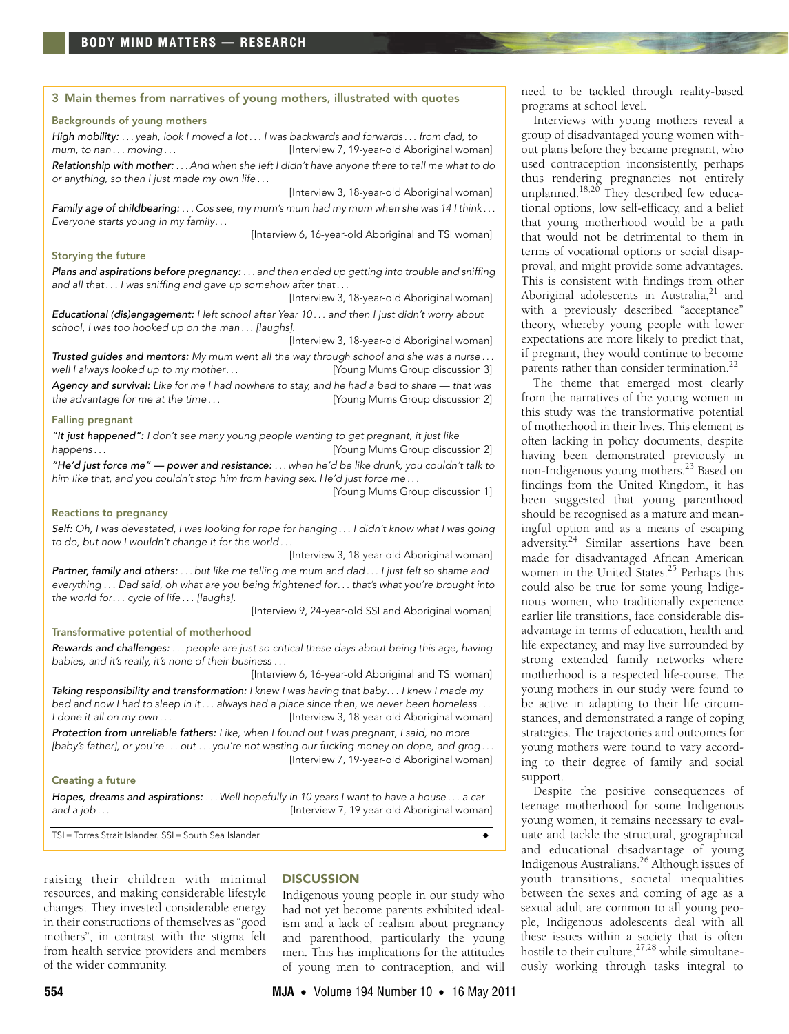### 3 Main themes from narratives of young mothers, illustrated with quotes

**Backgrounds of young mothers**

*High mobility:* . . . *yeah, look I moved a lot . . . I was backwards and forwards . . . from dad, to mum, to nan . . . moving . . .* [Interview 7, 19-year-old Aboriginal woman]

*Relationship with mother:* . . . *And when she left I didn't have anyone there to tell me what to do or anything, so then I just made my own life . . .* [Interview 3, 18-year-old Aboriginal woman]

*Family age of childbearing:* . . . *Cos see, my mum's mum had my mum when she was 14 I think . . . Everyone starts young in my family . . .* [Interview 6, 16-year-old Aboriginal and TSI woman]

**Storying the future**

*Plans and aspirations before pregnancy:* . . . *and then ended up getting into trouble and sniffing and all that . . . I was sniffing and gave up somehow after that . . .* [Interview 3, 18-year-old Aboriginal woman]

*Educational (dis)engagement: I left school after Year 10 . . . and then I just didn't worry about school, I was too hooked up on the man . . . [laughs].* [Interview 3, 18-year-old Aboriginal woman]

*Trusted guides and mentors: My mum went all the way through school and she was a nurse . . . well I always looked up to my mother . . .* [Young Mums Group discussion 3]

*Agency and survival: Like for me I had nowhere to stay, and he had a bed to share — that was the advantage for me at the time . . .* [Young Mums Group discussion 2]

**Falling pregnant**

*"It just happened": I don't see many young people wanting to get pregnant, it just like happens . . .* [Young Mums Group discussion 2]

*"He'd just force me" — power and resistance:* . . . *when he'd be like drunk, you couldn't talk to him like that, and you couldn't stop him from having sex. He'd just force me . . .* [Young Mums Group discussion 1]

**Reactions to pregnancy**

*Self: Oh, I was devastated, I was looking for rope for hanging . . . I didn't know what I was going to do, but now I wouldn't change it for the world . . .* [Interview 3, 18-year-old Aboriginal woman]

*Partner, family and others:* . . . *but like me telling me mum and dad . . . I just felt so shame and everything . . . Dad said, oh what are you being frightened for . . . that's what you're brought into the world for . . . cycle of life . . . [laughs].* [Interview 9, 24-year-old SSI and Aboriginal woman]

**Transformative potential of motherhood**

*Rewards and challenges:* . . . *people are just so critical these days about being this age, having babies, and it's really, it's none of their business . . .* [Interview 6, 16-year-old Aboriginal and TSI woman]

*Taking responsibility and transformation: I knew I was having that baby . . . I knew I made my bed and now I had to sleep in it . . . always had a place since then, we never been homeless . . . I done it all on my own . . .* [Interview 3, 18-year-old Aboriginal woman]

*Protection from unreliable fathers: Like, when I found out I was pregnant, I said, no more [baby's father], or you're . . . out . . . you're not wasting our fucking money on dope, and grog . . .* [Interview 7, 19-year-old Aboriginal woman]

**Creating a future**

*Hopes, dreams and aspirations:* . . . *Well hopefully in 10 years I want to have a house . . . a car and a job . . .* [Interview 7, 19 year old Aboriginal woman]

TSI = Torres Strait Islander. SSI = South Sea Islander.

raising their children with minimal resources, and making considerable lifestyle changes. They invested considerable energy in their constructions of themselves as "good mothers", in contrast with the stigma felt from health service providers and members of the wider community.

## DISCUSSION

Indigenous young people in our study who had not yet become parents exhibited idealism and a lack of realism about pregnancy and parenthood, particularly the young men. This has implications for the attitudes of young men to contraception, and will need to be tackled through reality-based programs at school level.

Interviews with young mothers reveal a group of disadvantaged young women without plans before they became pregnant, who used contraception inconsistently, perhaps thus rendering pregnancies not entirely unplanned.[18,20] They described few educational options, low self-efficacy, and a belief that young motherhood would be a path that would not be detrimental to them in terms of vocational options or social disapproval, and might provide some advantages. This is consistent with findings from other Aboriginal adolescents in Australia,[21] and with a previously described "acceptance" theory, whereby young people with lower expectations are more likely to predict that, if pregnant, they would continue to become parents rather than consider termination.[22]

The theme that emerged most clearly from the narratives of the young women in this study was the transformative potential of motherhood in their lives. This element is often lacking in policy documents, despite having been demonstrated previously in non-Indigenous young mothers.[23] Based on findings from the United Kingdom, it has been suggested that young parenthood should be recognised as a mature and meaningful option and as a means of escaping adversity.[24] Similar assertions have been made for disadvantaged African American women in the United States.[25] Perhaps this could also be true for some young Indigenous women, who traditionally experience earlier life transitions, face considerable disadvantage in terms of education, health and life expectancy, and may live surrounded by strong extended family networks where motherhood is a respected life-course. The young mothers in our study were found to be active in adapting to their life circumstances, and demonstrated a range of coping strategies. The trajectories and outcomes for young mothers were found to vary according to their degree of family and social support.

Despite the positive consequences of teenage motherhood for some Indigenous young women, it remains necessary to evaluate and tackle the structural, geographical and educational disadvantage of young Indigenous Australians.[26] Although issues of youth transitions, societal inequalities between the sexes and coming of age as a sexual adult are common to all young people, Indigenous adolescents deal with all these issues within a society that is often hostile to their culture,[27,28] while simultaneously working through tasks integral to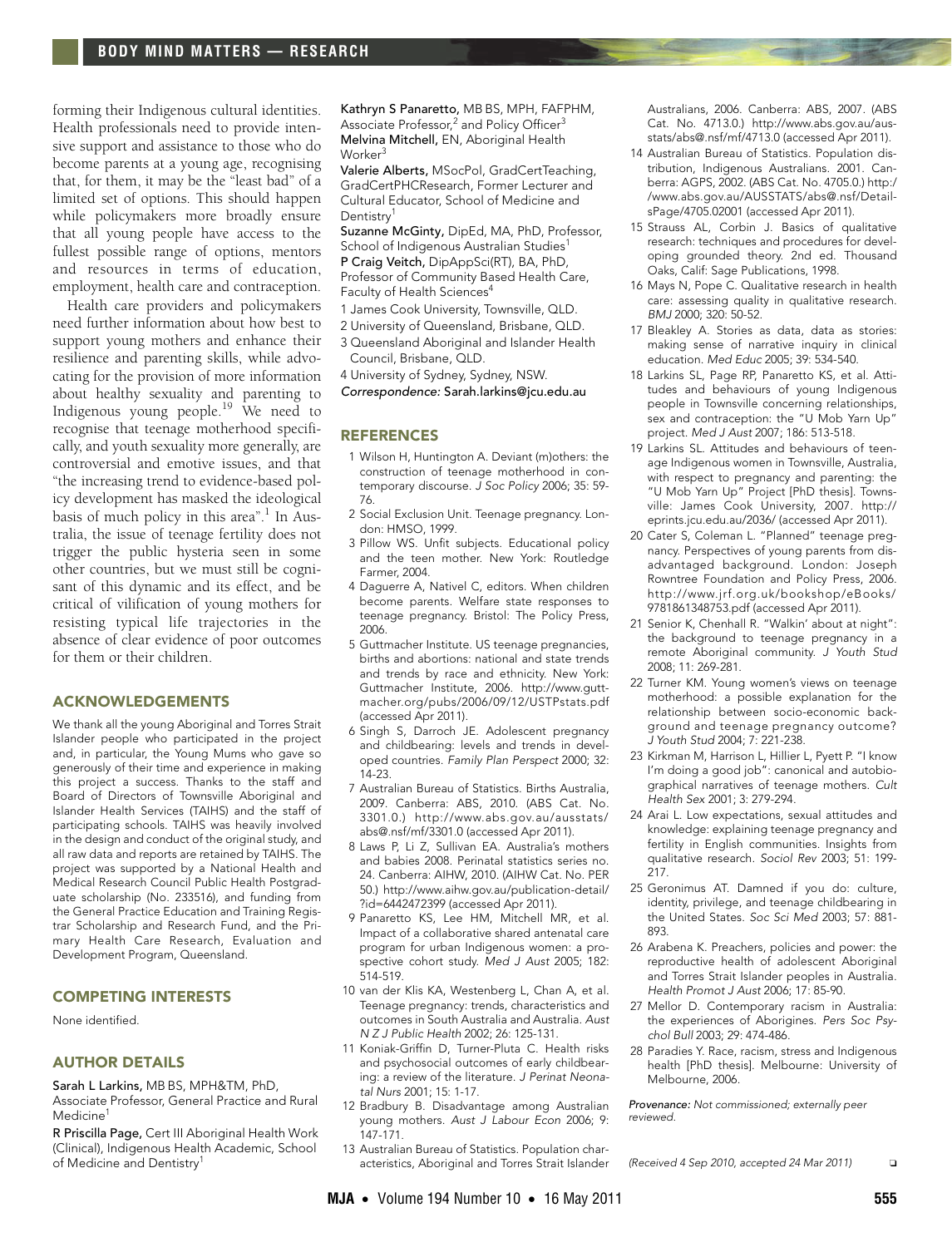forming their Indigenous cultural identities. Health professionals need to provide intensive support and assistance to those who do become parents at a young age, recognising that, for them, it may be the "least bad" of a limited set of options. This should happen while policymakers more broadly ensure that all young people have access to the fullest possible range of options, mentors and resources in terms of education, employment, health care and contraception.

Health care providers and policymakers need further information about how best to support young mothers and enhance their resilience and parenting skills, while advocating for the provision of more information about healthy sexuality and parenting to Indigenous young people.[19] We need to recognise that teenage motherhood specifically, and youth sexuality more generally, are controversial and emotive issues, and that "the increasing trend to evidence-based policy development has masked the ideological basis of much policy in this area".[1] In Australia, the issue of teenage fertility does not trigger the public hysteria seen in some other countries, but we must still be cognisant of this dynamic and its effect, and be critical of vilification of young mothers for resisting typical life trajectories in the absence of clear evidence of poor outcomes for them or their children.

## ACKNOWLEDGEMENTS

We thank all the young Aboriginal and Torres Strait Islander people who participated in the project and, in particular, the Young Mums who gave so generously of their time and experience in making this project a success. Thanks to the staff and Board of Directors of Townsville Aboriginal and Islander Health Services (TAIHS) and the staff of participating schools. TAIHS was heavily involved in the design and conduct of the original study, and all raw data and reports are retained by TAIHS. The project was supported by a National Health and Medical Research Council Public Health Postgraduate scholarship (No. 233516), and funding from the General Practice Education and Training Registrar Scholarship and Research Fund, and the Primary Health Care Research, Evaluation and Development Program, Queensland.

## COMPETING INTERESTS

None identified.

## AUTHOR DETAILS

**Sarah L Larkins,** MB BS, MPH&TM, PhD, Associate Professor, General Practice and Rural Medicine[1]

**R Priscilla Page,** Cert III Aboriginal Health Work (Clinical), Indigenous Health Academic, School of Medicine and Dentistry[1]

**Kathryn S Panaretto,** MB BS, MPH, FAFPHM, Associate Professor,[2] and Policy Officer[3]

**Melvina Mitchell,** EN, Aboriginal Health Worker[3]

**Valerie Alberts,** MSocPol, GradCertTeaching, GradCertPHCResearch, Former Lecturer and Cultural Educator, School of Medicine and Dentistry[1]

**Suzanne McGinty,** DipEd, MA, PhD, Professor, School of Indigenous Australian Studies[1]

**P Craig Veitch,** DipAppSci(RT), BA, PhD, Professor of Community Based Health Care, Faculty of Health Sciences[4]

1 James Cook University, Townsville, QLD.
2 University of Queensland, Brisbane, QLD.
3 Queensland Aboriginal and Islander Health Council, Brisbane, QLD.
4 University of Sydney, Sydney, NSW.

*Correspondence:* Sarah.larkins@jcu.edu.au

## REFERENCES

1 Wilson H, Huntington A. Deviant (m)others: the construction of teenage motherhood in contemporary discourse. *J Soc Policy* 2006; 35: 59-76.

2 Social Exclusion Unit. Teenage pregnancy. London: HMSO, 1999.

3 Pillow WS. Unfit subjects. Educational policy and the teen mother. New York: Routledge Farmer, 2004.

4 Daguerre A, Nativel C, editors. When children become parents. Welfare state responses to teenage pregnancy. Bristol: The Policy Press, 2006.

5 Guttmacher Institute. US teenage pregnancies, births and abortions: national and state trends and trends by race and ethnicity. New York: Guttmacher Institute, 2006. http://www.guttmacher.org/pubs/2006/09/12/USTPstats.pdf (accessed Apr 2011).

6 Singh S, Darroch JE. Adolescent pregnancy and childbearing: levels and trends in developed countries. *Family Plan Perspect* 2000; 32: 14-23.

7 Australian Bureau of Statistics. Births Australia, 2009. Canberra: ABS, 2010. (ABS Cat. No. 3301.0.) http://www.abs.gov.au/ausstats/abs@.nsf/mf/3301.0 (accessed Apr 2011).

8 Laws P, Li Z, Sullivan EA. Australia's mothers and babies 2008. Perinatal statistics series no. 24. Canberra: AIHW, 2010. (AIHW Cat. No. PER 50.) http://www.aihw.gov.au/publication-detail/?id=6442472399 (accessed Apr 2011).

9 Panaretto KS, Lee HM, Mitchell MR, et al. Impact of a collaborative shared antenatal care program for urban Indigenous women: a prospective cohort study. *Med J Aust* 2005; 182: 514-519.

10 van der Klis KA, Westenberg L, Chan A, et al. Teenage pregnancy: trends, characteristics and outcomes in South Australia and Australia. *Aust N Z J Public Health* 2002; 26: 125-131.

11 Koniak-Griffin D, Turner-Pluta C. Health risks and psychosocial outcomes of early childbearing: a review of the literature. *J Perinat Neonatal Nurs* 2001; 15: 1-17.

12 Bradbury B. Disadvantage among Australian young mothers. *Aust J Labour Econ* 2006; 9: 147-171.

13 Australian Bureau of Statistics. Population characteristics, Aboriginal and Torres Strait Islander Australians, 2006. Canberra: ABS, 2007. (ABS Cat. No. 4713.0.) http://www.abs.gov.au/ausstats/abs@.nsf/mf/4713.0 (accessed Apr 2011).

14 Australian Bureau of Statistics. Population distribution, Indigenous Australians. 2001. Canberra: AGPS, 2002. (ABS Cat. No. 4705.0.) http://www.abs.gov.au/AUSSTATS/abs@.nsf/DetailsPage/4705.02001 (accessed Apr 2011).

15 Strauss AL, Corbin J. Basics of qualitative research: techniques and procedures for developing grounded theory. 2nd ed. Thousand Oaks, Calif: Sage Publications, 1998.

16 Mays N, Pope C. Qualitative research in health care: assessing quality in qualitative research. *BMJ* 2000; 320: 50-52.

17 Bleakley A. Stories as data, data as stories: making sense of narrative inquiry in clinical education. *Med Educ* 2005; 39: 534-540.

18 Larkins SL, Page RP, Panaretto KS, et al. Attitudes and behaviours of young Indigenous people in Townsville concerning relationships, sex and contraception: the "U Mob Yarn Up" project. *Med J Aust* 2007; 186: 513-518.

19 Larkins SL. Attitudes and behaviours of teenage Indigenous women in Townsville, Australia, with respect to pregnancy and parenting: the "U Mob Yarn Up" Project [PhD thesis]. Townsville: James Cook University, 2007. http://eprints.jcu.edu.au/2036/ (accessed Apr 2011).

20 Cater S, Coleman L. "Planned" teenage pregnancy. Perspectives of young parents from disadvantaged background. London: Joseph Rowntree Foundation and Policy Press, 2006. http://www.jrf.org.uk/bookshop/eBooks/9781861348753.pdf (accessed Apr 2011).

21 Senior K, Chenhall R. "Walkin' about at night": the background to teenage pregnancy in a remote Aboriginal community. *J Youth Stud* 2008; 11: 269-281.

22 Turner KM. Young women's views on teenage motherhood: a possible explanation for the relationship between socio-economic background and teenage pregnancy outcome? *J Youth Stud* 2004; 7: 221-238.

23 Kirkman M, Harrison L, Hillier L, Pyett P. "I know I'm doing a good job": canonical and autobiographical narratives of teenage mothers. *Cult Health Sex* 2001; 3: 279-294.

24 Arai L. Low expectations, sexual attitudes and knowledge: explaining teenage pregnancy and fertility in English communities. Insights from qualitative research. *Sociol Rev* 2003; 51: 199-217.

25 Geronimus AT. Damned if you do: culture, identity, privilege, and teenage childbearing in the United States. *Soc Sci Med* 2003; 57: 881-893.

26 Arabena K. Preachers, policies and power: the reproductive health of adolescent Aboriginal and Torres Strait Islander peoples in Australia. *Health Promot J Aust* 2006; 17: 85-90.

27 Mellor D. Contemporary racism in Australia: the experiences of Aborigines. *Pers Soc Psychol Bull* 2003; 29: 474-486.

28 Paradies Y. Race, racism, stress and Indigenous health [PhD thesis]. Melbourne: University of Melbourne, 2006.

*Provenance:* *Not commissioned; externally peer reviewed.*

*(Received 4 Sep 2010, accepted 24 Mar 2011)*